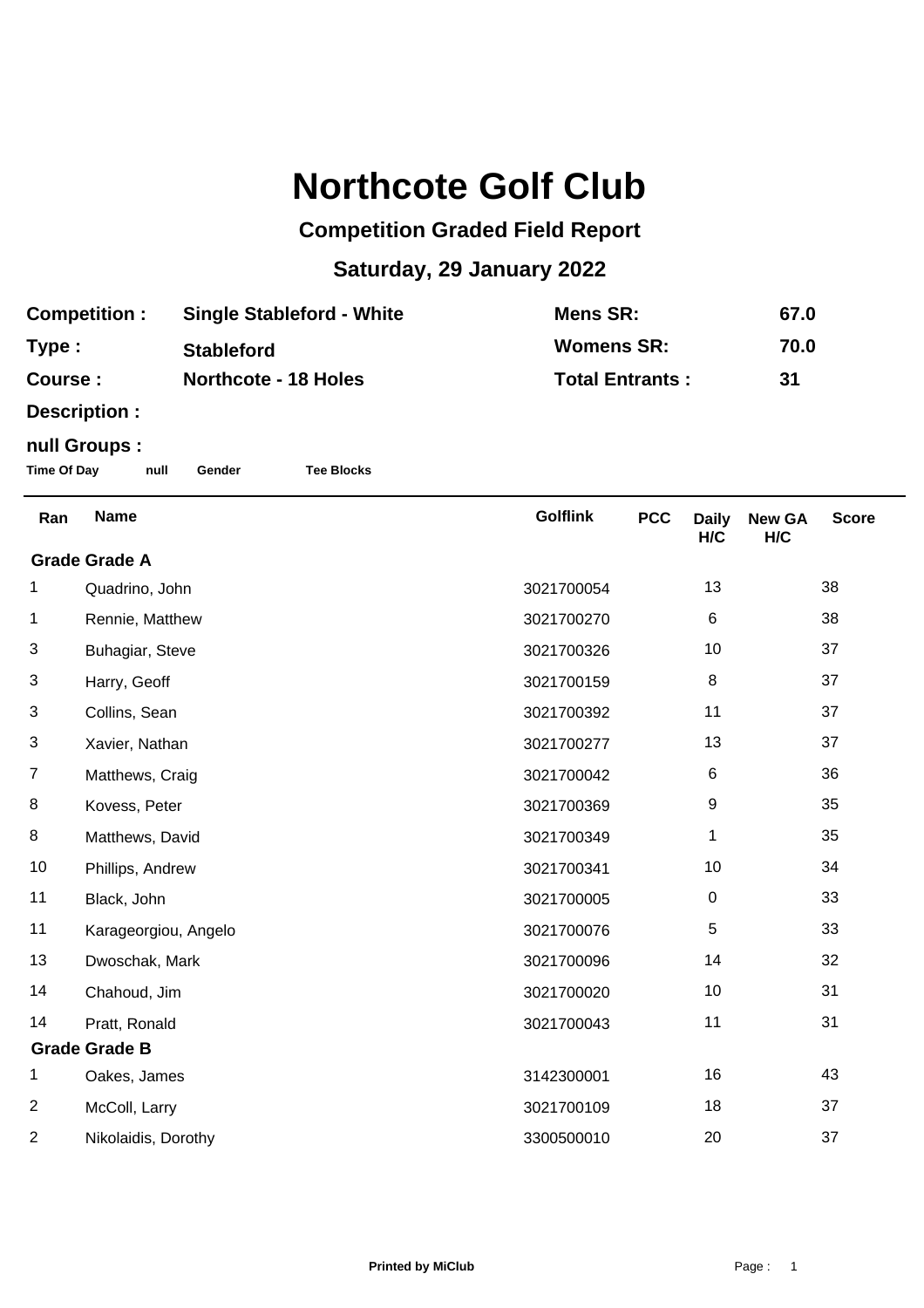# Northcote Golf Club

## Competition Graded Field Report

## Saturday, 29 January 2022

| | | | |
|---|---|---|---|
| **Competition :** | **Single Stableford - White** | **Mens SR:** | **67.0** |
| **Type :** | **Stableford** | **Womens SR:** | **70.0** |
| **Course :** | **Northcote - 18 Holes** | **Total Entrants :** | **31** |
| **Description :** | | | |

**null Groups :**

**Time Of Day** **null** **Gender** **Tee Blocks**

| Ran | Name | Golflink | PCC | Daily H/C | New GA H/C | Score |
|---|---|---|---|---|---|---|
| **Grade Grade A** | | | | | | |
| 1 | Quadrino, John | 3021700054 | | 13 | | 38 |
| 1 | Rennie, Matthew | 3021700270 | | 6 | | 38 |
| 3 | Buhagiar, Steve | 3021700326 | | 10 | | 37 |
| 3 | Harry, Geoff | 3021700159 | | 8 | | 37 |
| 3 | Collins, Sean | 3021700392 | | 11 | | 37 |
| 3 | Xavier, Nathan | 3021700277 | | 13 | | 37 |
| 7 | Matthews, Craig | 3021700042 | | 6 | | 36 |
| 8 | Kovess, Peter | 3021700369 | | 9 | | 35 |
| 8 | Matthews, David | 3021700349 | | 1 | | 35 |
| 10 | Phillips, Andrew | 3021700341 | | 10 | | 34 |
| 11 | Black, John | 3021700005 | | 0 | | 33 |
| 11 | Karageorgiou, Angelo | 3021700076 | | 5 | | 33 |
| 13 | Dwoschak, Mark | 3021700096 | | 14 | | 32 |
| 14 | Chahoud, Jim | 3021700020 | | 10 | | 31 |
| 14 | Pratt, Ronald | 3021700043 | | 11 | | 31 |
| **Grade Grade B** | | | | | | |
| 1 | Oakes, James | 3142300001 | | 16 | | 43 |
| 2 | McColl, Larry | 3021700109 | | 18 | | 37 |
| 2 | Nikolaidis, Dorothy | 3300500010 | | 20 | | 37 |

Printed by MiClub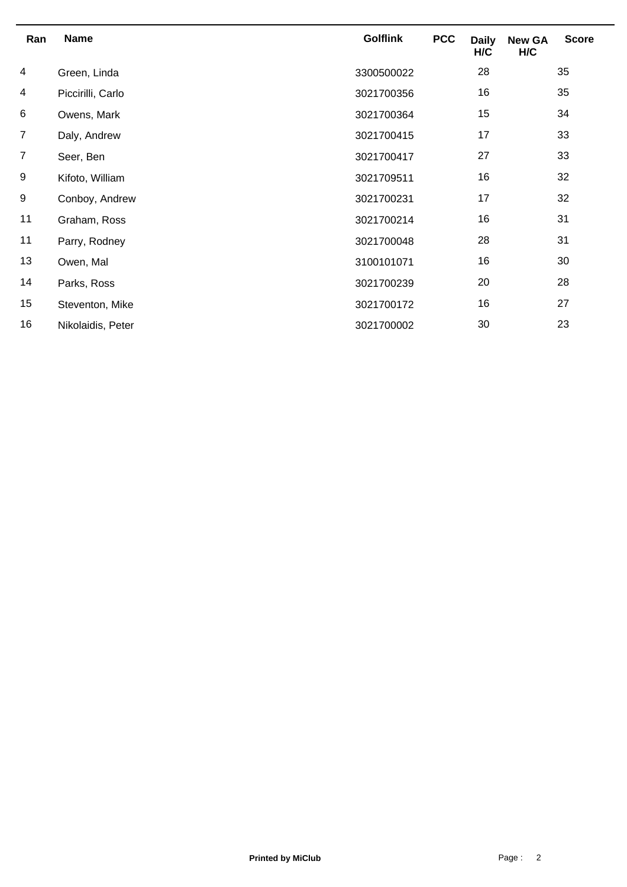| Ran | Name | Golflink | PCC | Daily H/C | New GA H/C | Score |
|---|---|---|---|---|---|---|
| 4 | Green, Linda | 3300500022 | | 28 | | 35 |
| 4 | Piccirilli, Carlo | 3021700356 | | 16 | | 35 |
| 6 | Owens, Mark | 3021700364 | | 15 | | 34 |
| 7 | Daly, Andrew | 3021700415 | | 17 | | 33 |
| 7 | Seer, Ben | 3021700417 | | 27 | | 33 |
| 9 | Kifoto, William | 3021709511 | | 16 | | 32 |
| 9 | Conboy, Andrew | 3021700231 | | 17 | | 32 |
| 11 | Graham, Ross | 3021700214 | | 16 | | 31 |
| 11 | Parry, Rodney | 3021700048 | | 28 | | 31 |
| 13 | Owen, Mal | 3100101071 | | 16 | | 30 |
| 14 | Parks, Ross | 3021700239 | | 20 | | 28 |
| 15 | Steventon, Mike | 3021700172 | | 16 | | 27 |
| 16 | Nikolaidis, Peter | 3021700002 | | 30 | | 23 |

**Printed by MiClub**